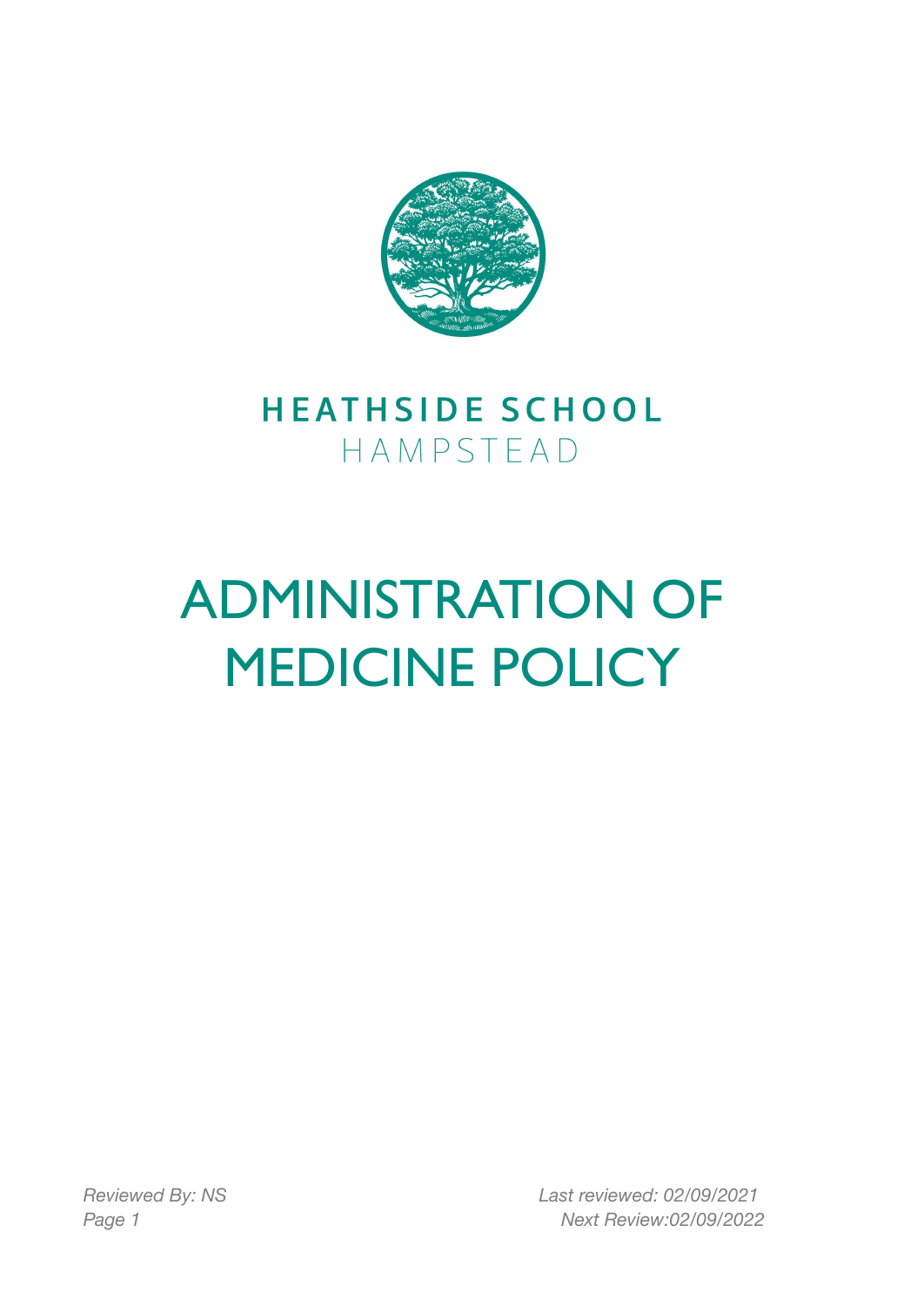**HEATHSIDE SCHOOL**
HAMPSTEAD

# ADMINISTRATION OF MEDICINE POLICY

*Reviewed By: NS*

*Last reviewed: 02/09/2021*

*Next Review:02/09/2022*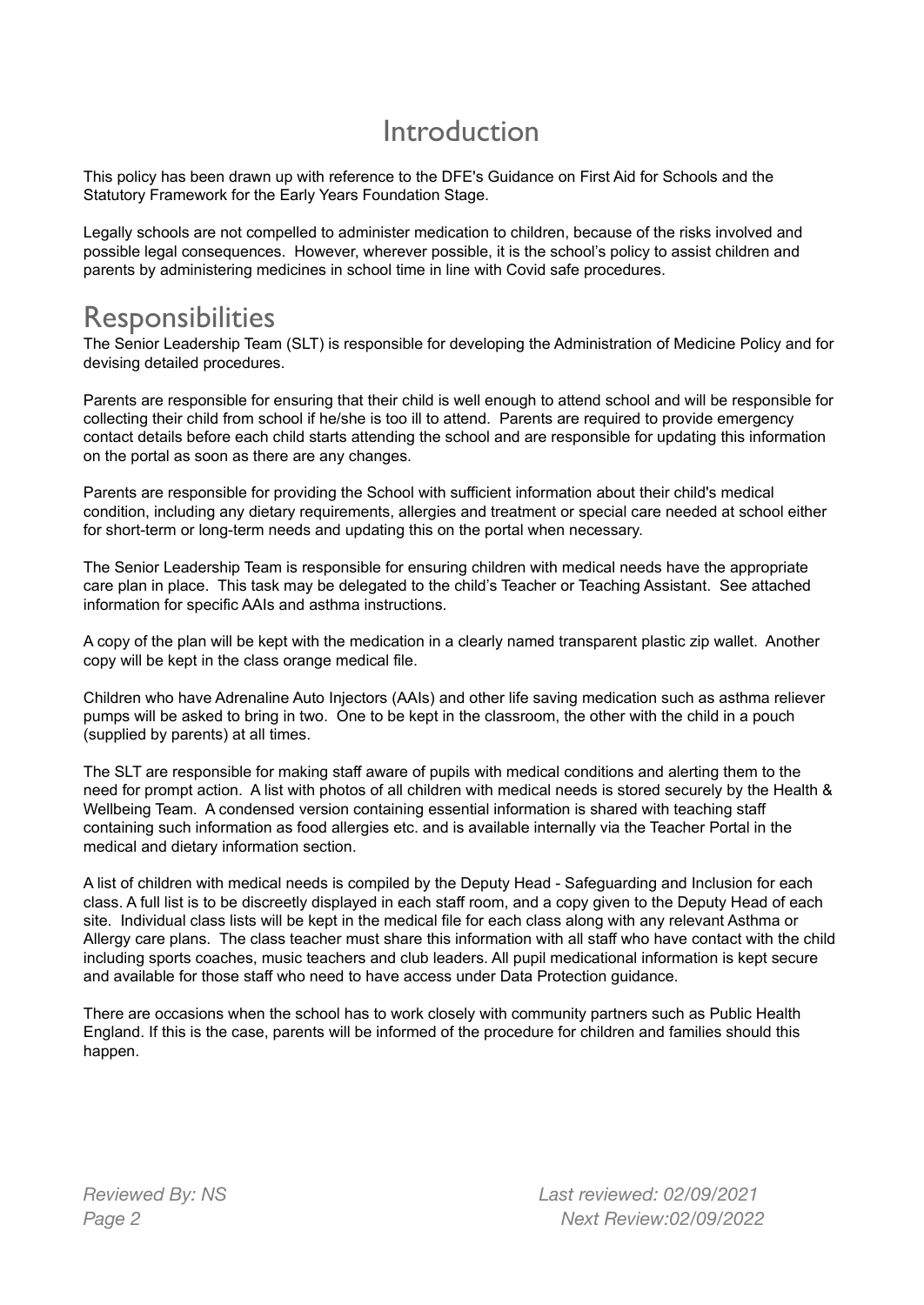# Introduction

This policy has been drawn up with reference to the DFE's Guidance on First Aid for Schools and the Statutory Framework for the Early Years Foundation Stage.

Legally schools are not compelled to administer medication to children, because of the risks involved and possible legal consequences. However, wherever possible, it is the school's policy to assist children and parents by administering medicines in school time in line with Covid safe procedures.

# Responsibilities

The Senior Leadership Team (SLT) is responsible for developing the Administration of Medicine Policy and for devising detailed procedures.

Parents are responsible for ensuring that their child is well enough to attend school and will be responsible for collecting their child from school if he/she is too ill to attend. Parents are required to provide emergency contact details before each child starts attending the school and are responsible for updating this information on the portal as soon as there are any changes.

Parents are responsible for providing the School with sufficient information about their child's medical condition, including any dietary requirements, allergies and treatment or special care needed at school either for short-term or long-term needs and updating this on the portal when necessary.

The Senior Leadership Team is responsible for ensuring children with medical needs have the appropriate care plan in place. This task may be delegated to the child's Teacher or Teaching Assistant. See attached information for specific AAIs and asthma instructions.

A copy of the plan will be kept with the medication in a clearly named transparent plastic zip wallet. Another copy will be kept in the class orange medical file.

Children who have Adrenaline Auto Injectors (AAIs) and other life saving medication such as asthma reliever pumps will be asked to bring in two. One to be kept in the classroom, the other with the child in a pouch (supplied by parents) at all times.

The SLT are responsible for making staff aware of pupils with medical conditions and alerting them to the need for prompt action. A list with photos of all children with medical needs is stored securely by the Health & Wellbeing Team. A condensed version containing essential information is shared with teaching staff containing such information as food allergies etc. and is available internally via the Teacher Portal in the medical and dietary information section.

A list of children with medical needs is compiled by the Deputy Head - Safeguarding and Inclusion for each class. A full list is to be discreetly displayed in each staff room, and a copy given to the Deputy Head of each site. Individual class lists will be kept in the medical file for each class along with any relevant Asthma or Allergy care plans. The class teacher must share this information with all staff who have contact with the child including sports coaches, music teachers and club leaders. All pupil medicational information is kept secure and available for those staff who need to have access under Data Protection guidance.

There are occasions when the school has to work closely with community partners such as Public Health England. If this is the case, parents will be informed of the procedure for children and families should this happen.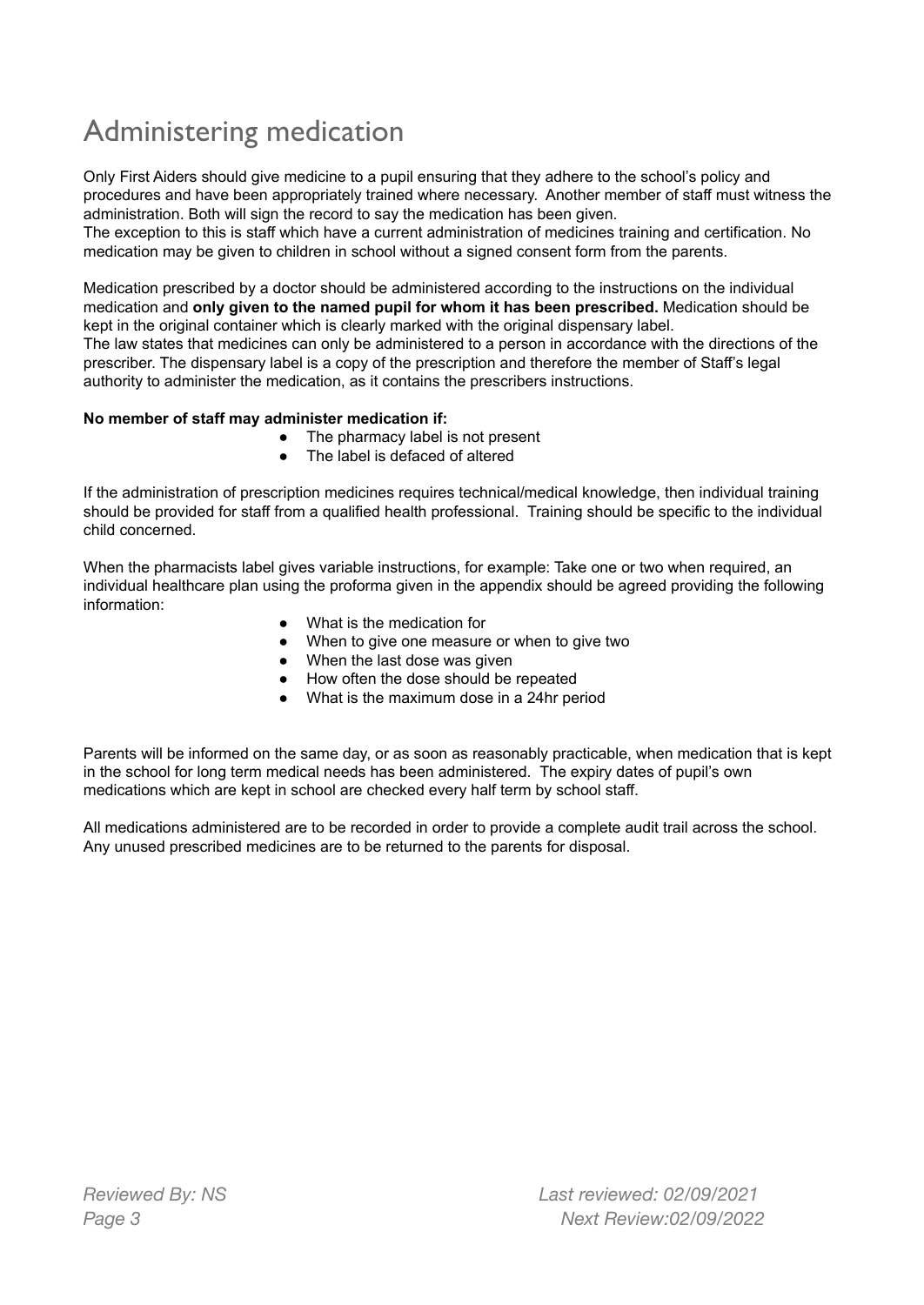# Administering medication

Only First Aiders should give medicine to a pupil ensuring that they adhere to the school's policy and procedures and have been appropriately trained where necessary. Another member of staff must witness the administration. Both will sign the record to say the medication has been given.
The exception to this is staff which have a current administration of medicines training and certification. No medication may be given to children in school without a signed consent form from the parents.

Medication prescribed by a doctor should be administered according to the instructions on the individual medication and **only given to the named pupil for whom it has been prescribed.** Medication should be kept in the original container which is clearly marked with the original dispensary label.
The law states that medicines can only be administered to a person in accordance with the directions of the prescriber. The dispensary label is a copy of the prescription and therefore the member of Staff's legal authority to administer the medication, as it contains the prescribers instructions.

**No member of staff may administer medication if:**

- The pharmacy label is not present
- The label is defaced of altered

If the administration of prescription medicines requires technical/medical knowledge, then individual training should be provided for staff from a qualified health professional. Training should be specific to the individual child concerned.

When the pharmacists label gives variable instructions, for example: Take one or two when required, an individual healthcare plan using the proforma given in the appendix should be agreed providing the following information:

- What is the medication for
- When to give one measure or when to give two
- When the last dose was given
- How often the dose should be repeated
- What is the maximum dose in a 24hr period

Parents will be informed on the same day, or as soon as reasonably practicable, when medication that is kept in the school for long term medical needs has been administered. The expiry dates of pupil's own medications which are kept in school are checked every half term by school staff.

All medications administered are to be recorded in order to provide a complete audit trail across the school. Any unused prescribed medicines are to be returned to the parents for disposal.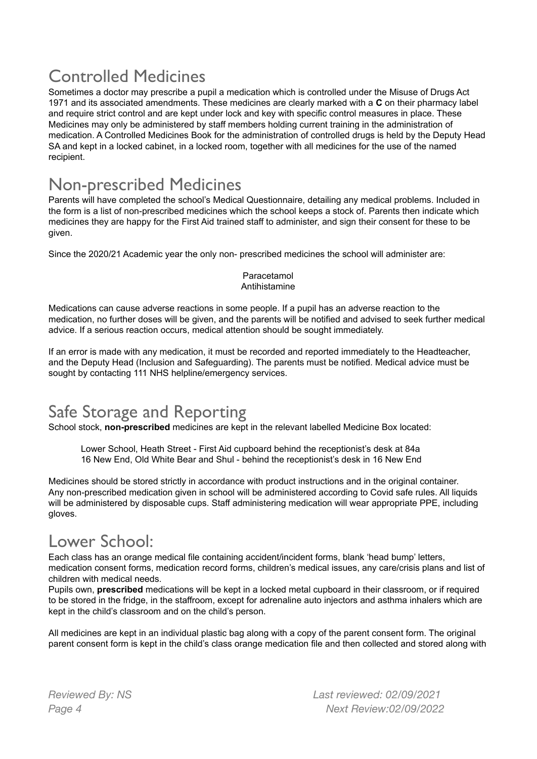## Controlled Medicines

Sometimes a doctor may prescribe a pupil a medication which is controlled under the Misuse of Drugs Act 1971 and its associated amendments. These medicines are clearly marked with a **C** on their pharmacy label and require strict control and are kept under lock and key with specific control measures in place. These Medicines may only be administered by staff members holding current training in the administration of medication. A Controlled Medicines Book for the administration of controlled drugs is held by the Deputy Head SA and kept in a locked cabinet, in a locked room, together with all medicines for the use of the named recipient.

## Non-prescribed Medicines

Parents will have completed the school's Medical Questionnaire, detailing any medical problems. Included in the form is a list of non-prescribed medicines which the school keeps a stock of. Parents then indicate which medicines they are happy for the First Aid trained staff to administer, and sign their consent for these to be given.

Since the 2020/21 Academic year the only non- prescribed medicines the school will administer are:

Paracetamol
Antihistamine

Medications can cause adverse reactions in some people. If a pupil has an adverse reaction to the medication, no further doses will be given, and the parents will be notified and advised to seek further medical advice. If a serious reaction occurs, medical attention should be sought immediately.

If an error is made with any medication, it must be recorded and reported immediately to the Headteacher, and the Deputy Head (Inclusion and Safeguarding). The parents must be notified. Medical advice must be sought by contacting 111 NHS helpline/emergency services.

## Safe Storage and Reporting

School stock, **non-prescribed** medicines are kept in the relevant labelled Medicine Box located:

Lower School, Heath Street - First Aid cupboard behind the receptionist's desk at 84a
16 New End, Old White Bear and Shul - behind the receptionist's desk in 16 New End

Medicines should be stored strictly in accordance with product instructions and in the original container. Any non-prescribed medication given in school will be administered according to Covid safe rules. All liquids will be administered by disposable cups. Staff administering medication will wear appropriate PPE, including gloves.

## Lower School:

Each class has an orange medical file containing accident/incident forms, blank 'head bump' letters, medication consent forms, medication record forms, children's medical issues, any care/crisis plans and list of children with medical needs.

Pupils own, **prescribed** medications will be kept in a locked metal cupboard in their classroom, or if required to be stored in the fridge, in the staffroom, except for adrenaline auto injectors and asthma inhalers which are kept in the child's classroom and on the child's person.

All medicines are kept in an individual plastic bag along with a copy of the parent consent form. The original parent consent form is kept in the child's class orange medication file and then collected and stored along with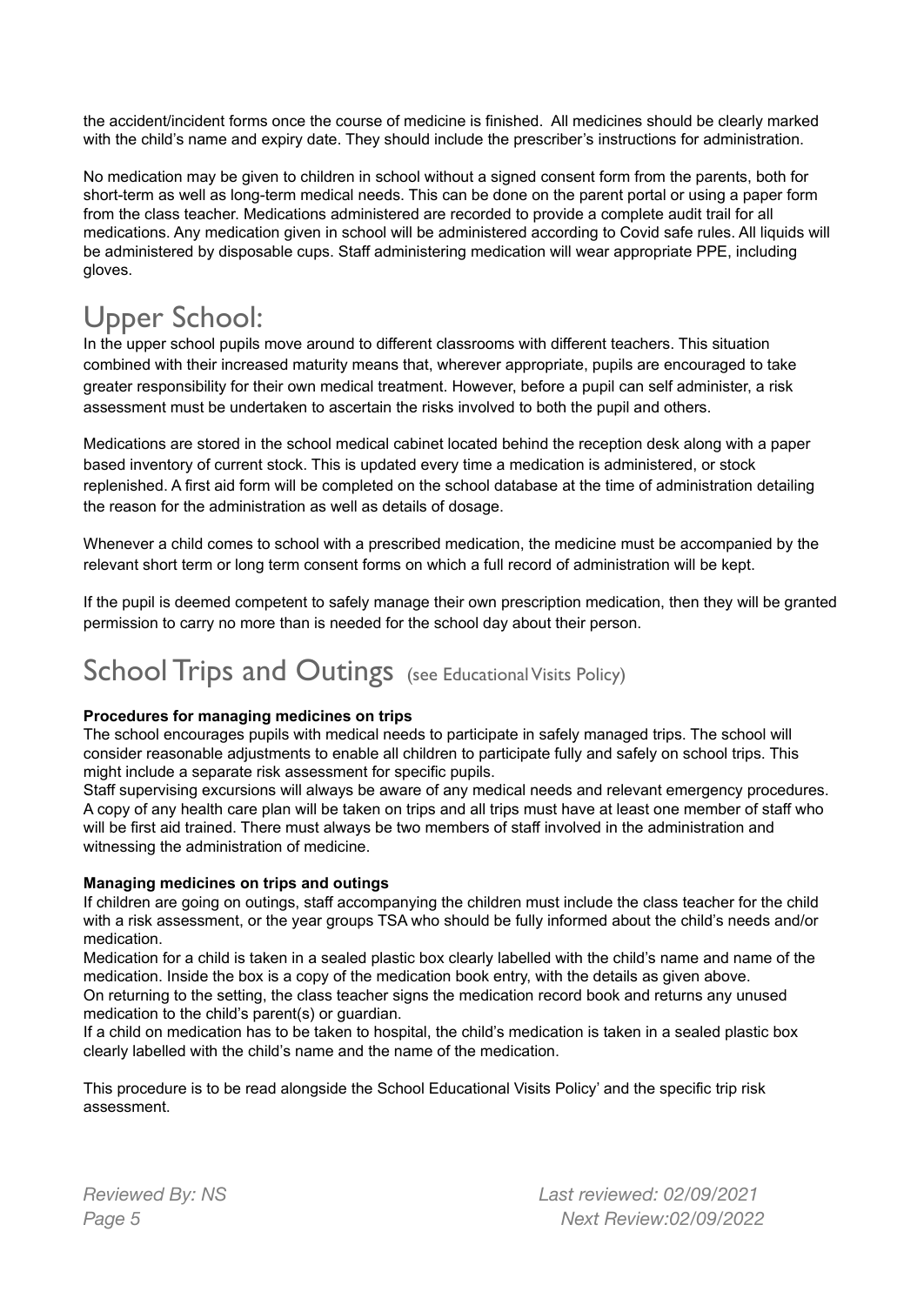the accident/incident forms once the course of medicine is finished. All medicines should be clearly marked with the child's name and expiry date. They should include the prescriber's instructions for administration.

No medication may be given to children in school without a signed consent form from the parents, both for short-term as well as long-term medical needs. This can be done on the parent portal or using a paper form from the class teacher. Medications administered are recorded to provide a complete audit trail for all medications. Any medication given in school will be administered according to Covid safe rules. All liquids will be administered by disposable cups. Staff administering medication will wear appropriate PPE, including gloves.

# Upper School:

In the upper school pupils move around to different classrooms with different teachers. This situation combined with their increased maturity means that, wherever appropriate, pupils are encouraged to take greater responsibility for their own medical treatment. However, before a pupil can self administer, a risk assessment must be undertaken to ascertain the risks involved to both the pupil and others.

Medications are stored in the school medical cabinet located behind the reception desk along with a paper based inventory of current stock. This is updated every time a medication is administered, or stock replenished. A first aid form will be completed on the school database at the time of administration detailing the reason for the administration as well as details of dosage.

Whenever a child comes to school with a prescribed medication, the medicine must be accompanied by the relevant short term or long term consent forms on which a full record of administration will be kept.

If the pupil is deemed competent to safely manage their own prescription medication, then they will be granted permission to carry no more than is needed for the school day about their person.

# School Trips and Outings (see Educational Visits Policy)

**Procedures for managing medicines on trips**

The school encourages pupils with medical needs to participate in safely managed trips. The school will consider reasonable adjustments to enable all children to participate fully and safely on school trips. This might include a separate risk assessment for specific pupils.

Staff supervising excursions will always be aware of any medical needs and relevant emergency procedures. A copy of any health care plan will be taken on trips and all trips must have at least one member of staff who will be first aid trained. There must always be two members of staff involved in the administration and witnessing the administration of medicine.

**Managing medicines on trips and outings**

If children are going on outings, staff accompanying the children must include the class teacher for the child with a risk assessment, or the year groups TSA who should be fully informed about the child's needs and/or medication.

Medication for a child is taken in a sealed plastic box clearly labelled with the child's name and name of the medication. Inside the box is a copy of the medication book entry, with the details as given above.

On returning to the setting, the class teacher signs the medication record book and returns any unused medication to the child's parent(s) or guardian.

If a child on medication has to be taken to hospital, the child's medication is taken in a sealed plastic box clearly labelled with the child's name and the name of the medication.

This procedure is to be read alongside the School Educational Visits Policy' and the specific trip risk assessment.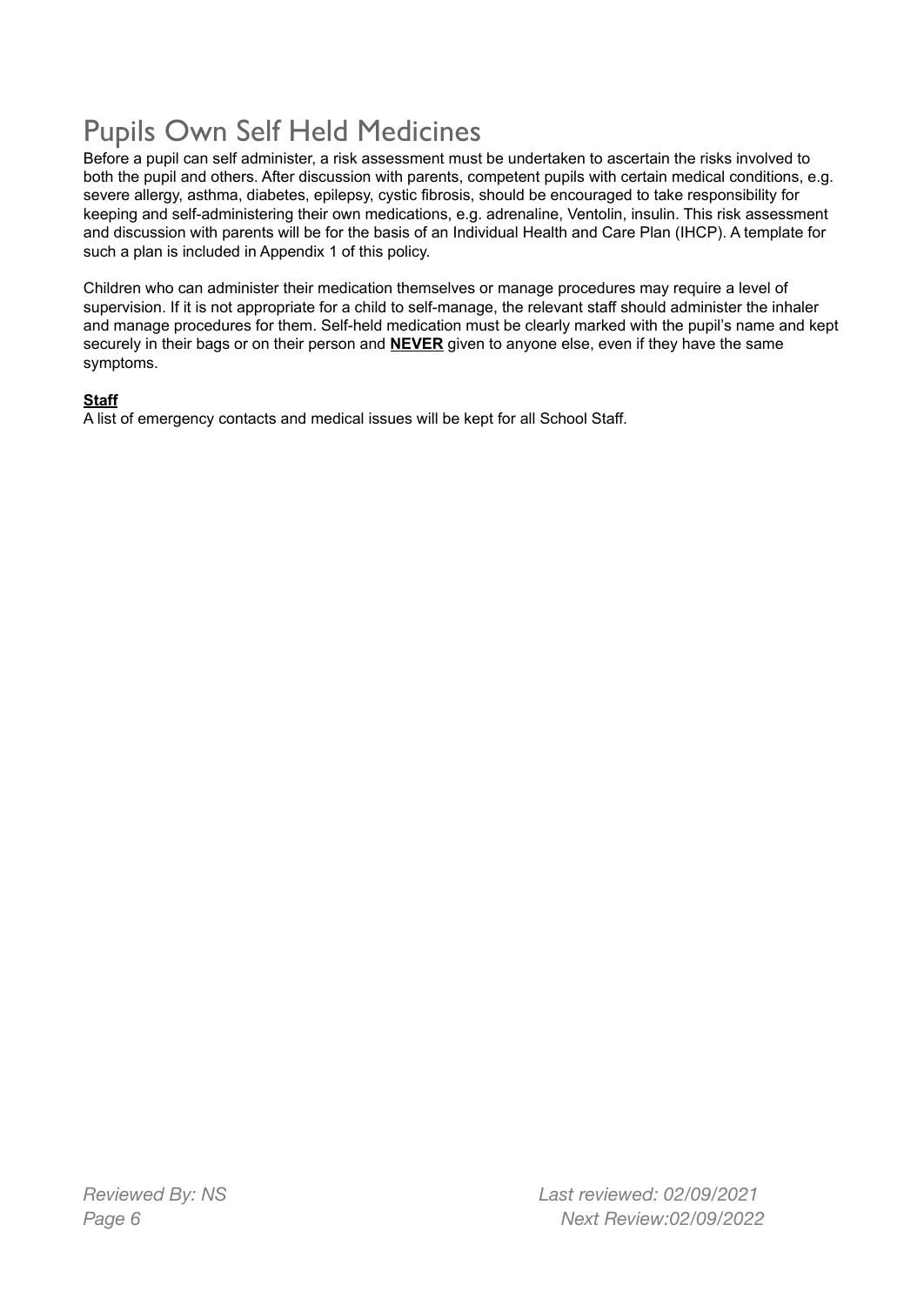# Pupils Own Self Held Medicines

Before a pupil can self administer, a risk assessment must be undertaken to ascertain the risks involved to both the pupil and others. After discussion with parents, competent pupils with certain medical conditions, e.g. severe allergy, asthma, diabetes, epilepsy, cystic fibrosis, should be encouraged to take responsibility for keeping and self-administering their own medications, e.g. adrenaline, Ventolin, insulin. This risk assessment and discussion with parents will be for the basis of an Individual Health and Care Plan (IHCP). A template for such a plan is included in Appendix 1 of this policy.

Children who can administer their medication themselves or manage procedures may require a level of supervision. If it is not appropriate for a child to self-manage, the relevant staff should administer the inhaler and manage procedures for them. Self-held medication must be clearly marked with the pupil's name and kept securely in their bags or on their person and **<u>NEVER</u>** given to anyone else, even if they have the same symptoms.

**<u>Staff</u>**

A list of emergency contacts and medical issues will be kept for all School Staff.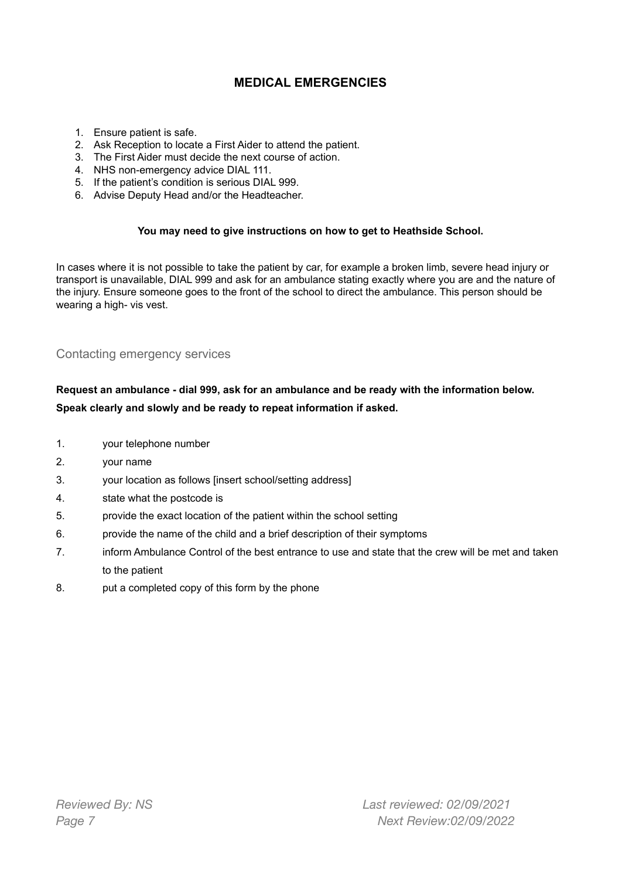## MEDICAL EMERGENCIES

1. Ensure patient is safe.
2. Ask Reception to locate a First Aider to attend the patient.
3. The First Aider must decide the next course of action.
4. NHS non-emergency advice DIAL 111.
5. If the patient's condition is serious DIAL 999.
6. Advise Deputy Head and/or the Headteacher.

**You may need to give instructions on how to get to Heathside School.**

In cases where it is not possible to take the patient by car, for example a broken limb, severe head injury or transport is unavailable, DIAL 999 and ask for an ambulance stating exactly where you are and the nature of the injury. Ensure someone goes to the front of the school to direct the ambulance. This person should be wearing a high- vis vest.

### Contacting emergency services

**Request an ambulance - dial 999, ask for an ambulance and be ready with the information below.**

**Speak clearly and slowly and be ready to repeat information if asked.**

1. your telephone number
2. your name
3. your location as follows [insert school/setting address]
4. state what the postcode is
5. provide the exact location of the patient within the school setting
6. provide the name of the child and a brief description of their symptoms
7. inform Ambulance Control of the best entrance to use and state that the crew will be met and taken to the patient
8. put a completed copy of this form by the phone

*Reviewed By: NS* *Last reviewed: 02/09/2021*

*Next Review:02/09/2022*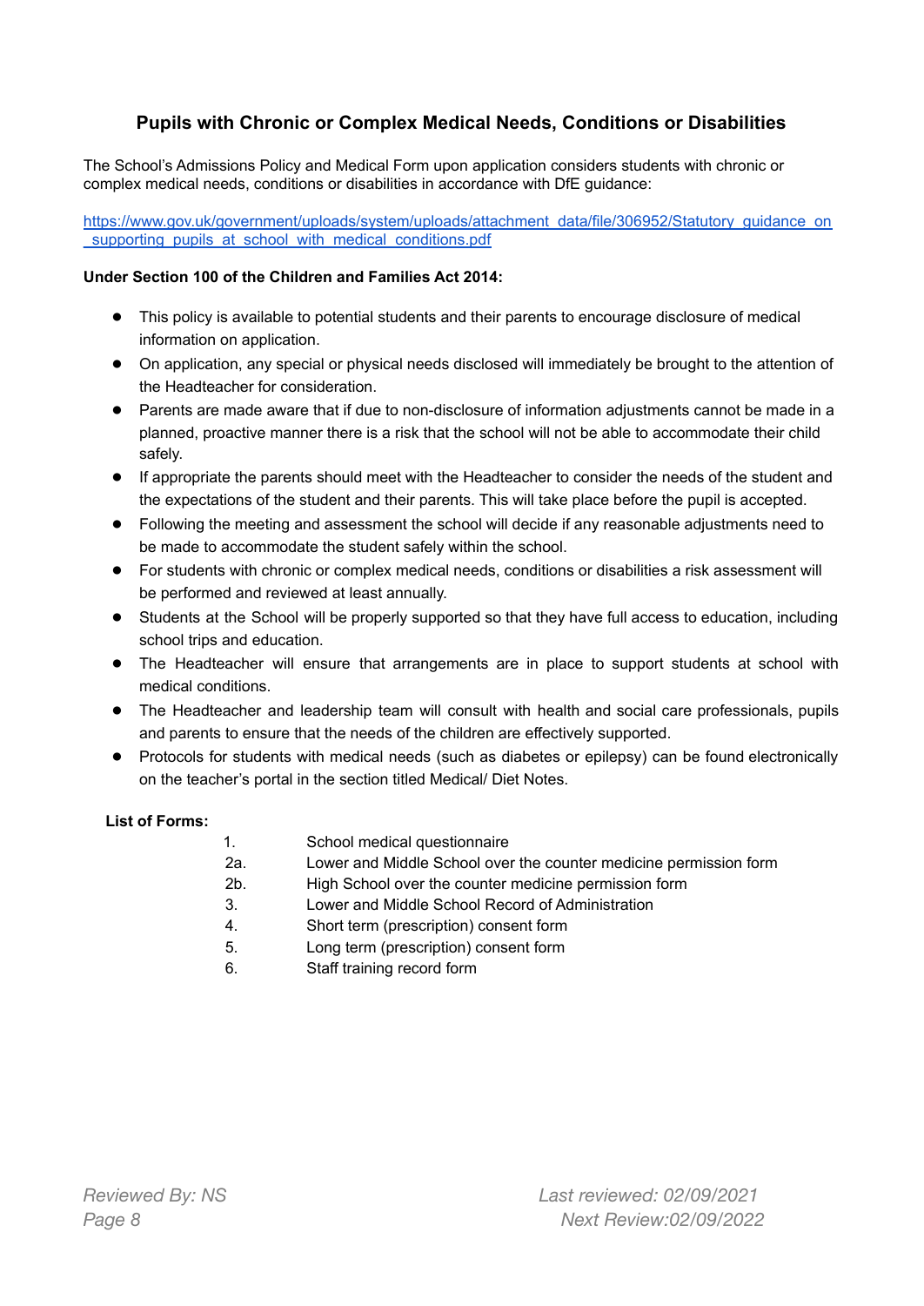## Pupils with Chronic or Complex Medical Needs, Conditions or Disabilities

The School's Admissions Policy and Medical Form upon application considers students with chronic or complex medical needs, conditions or disabilities in accordance with DfE guidance:

[https://www.gov.uk/government/uploads/system/uploads/attachment_data/file/306952/Statutory_guidance_on_supporting_pupils_at_school_with_medical_conditions.pdf](https://www.gov.uk/government/uploads/system/uploads/attachment_data/file/306952/Statutory_guidance_on_supporting_pupils_at_school_with_medical_conditions.pdf)

**Under Section 100 of the Children and Families Act 2014:**

- This policy is available to potential students and their parents to encourage disclosure of medical information on application.
- On application, any special or physical needs disclosed will immediately be brought to the attention of the Headteacher for consideration.
- Parents are made aware that if due to non-disclosure of information adjustments cannot be made in a planned, proactive manner there is a risk that the school will not be able to accommodate their child safely.
- If appropriate the parents should meet with the Headteacher to consider the needs of the student and the expectations of the student and their parents. This will take place before the pupil is accepted.
- Following the meeting and assessment the school will decide if any reasonable adjustments need to be made to accommodate the student safely within the school.
- For students with chronic or complex medical needs, conditions or disabilities a risk assessment will be performed and reviewed at least annually.
- Students at the School will be properly supported so that they have full access to education, including school trips and education.
- The Headteacher will ensure that arrangements are in place to support students at school with medical conditions.
- The Headteacher and leadership team will consult with health and social care professionals, pupils and parents to ensure that the needs of the children are effectively supported.
- Protocols for students with medical needs (such as diabetes or epilepsy) can be found electronically on the teacher's portal in the section titled Medical/ Diet Notes.

**List of Forms:**

1. School medical questionnaire

2a. Lower and Middle School over the counter medicine permission form

2b. High School over the counter medicine permission form

3. Lower and Middle School Record of Administration

4. Short term (prescription) consent form

5. Long term (prescription) consent form

6. Staff training record form

*Reviewed By: NS*

*Last reviewed: 02/09/2021*

*Next Review:02/09/2022*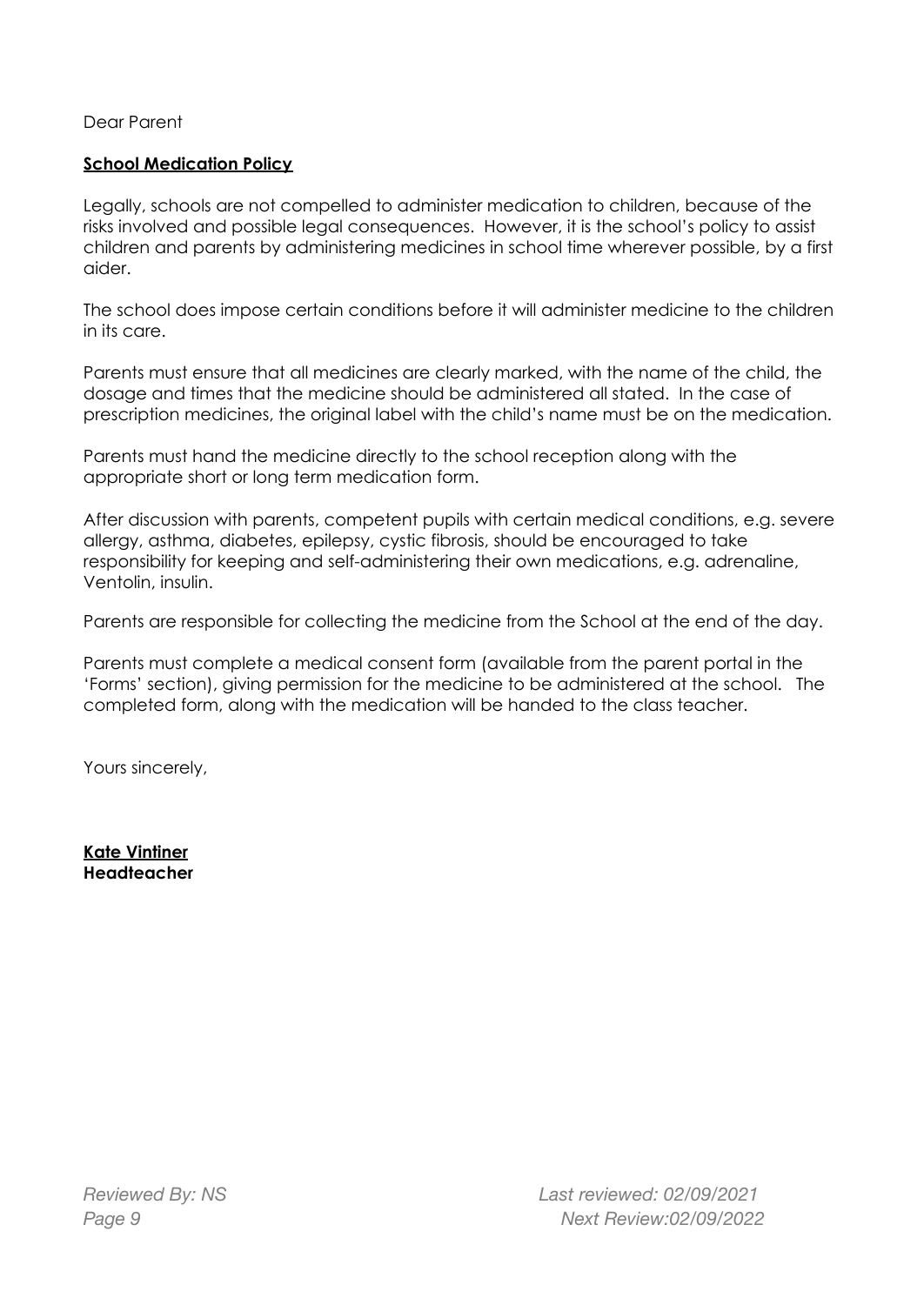Dear Parent

**School Medication Policy**

Legally, schools are not compelled to administer medication to children, because of the risks involved and possible legal consequences. However, it is the school's policy to assist children and parents by administering medicines in school time wherever possible, by a first aider.

The school does impose certain conditions before it will administer medicine to the children in its care.

Parents must ensure that all medicines are clearly marked, with the name of the child, the dosage and times that the medicine should be administered all stated. In the case of prescription medicines, the original label with the child's name must be on the medication.

Parents must hand the medicine directly to the school reception along with the appropriate short or long term medication form.

After discussion with parents, competent pupils with certain medical conditions, e.g. severe allergy, asthma, diabetes, epilepsy, cystic fibrosis, should be encouraged to take responsibility for keeping and self-administering their own medications, e.g. adrenaline, Ventolin, insulin.

Parents are responsible for collecting the medicine from the School at the end of the day.

Parents must complete a medical consent form (available from the parent portal in the 'Forms' section), giving permission for the medicine to be administered at the school. The completed form, along with the medication will be handed to the class teacher.

Yours sincerely,

**Kate Vintiner**
**Headteacher**

*Reviewed By: NS* *Last reviewed: 02/09/2021*
*Next Review:02/09/2022*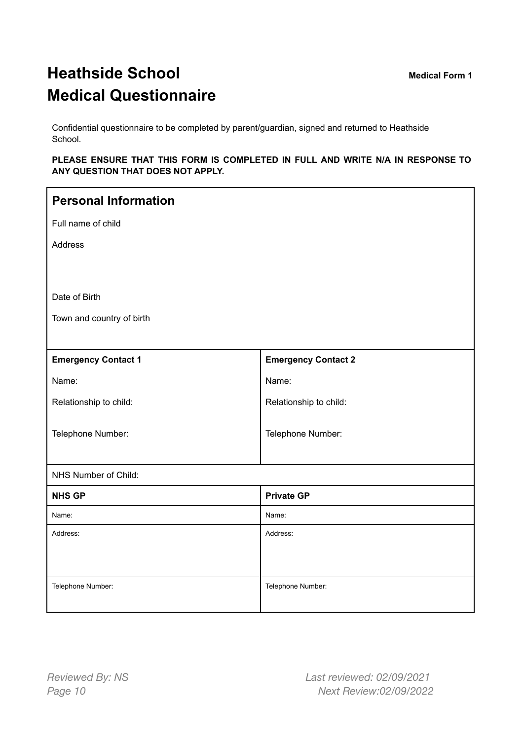# Heathside School
# Medical Questionnaire

**Medical Form 1**

Confidential questionnaire to be completed by parent/guardian, signed and returned to Heathside School.

**PLEASE ENSURE THAT THIS FORM IS COMPLETED IN FULL AND WRITE N/A IN RESPONSE TO ANY QUESTION THAT DOES NOT APPLY.**

## Personal Information

Full name of child

Address

Date of Birth

Town and country of birth

| **Emergency Contact 1** | **Emergency Contact 2** |
|---|---|
| Name: | Name: |
| Relationship to child: | Relationship to child: |
| Telephone Number: | Telephone Number: |

NHS Number of Child:

| **NHS GP** | **Private GP** |
|---|---|
| Name: | Name: |
| Address: | Address: |
| Telephone Number: | Telephone Number: |

*Reviewed By: NS*

*Last reviewed: 02/09/2021*

*Next Review:02/09/2022*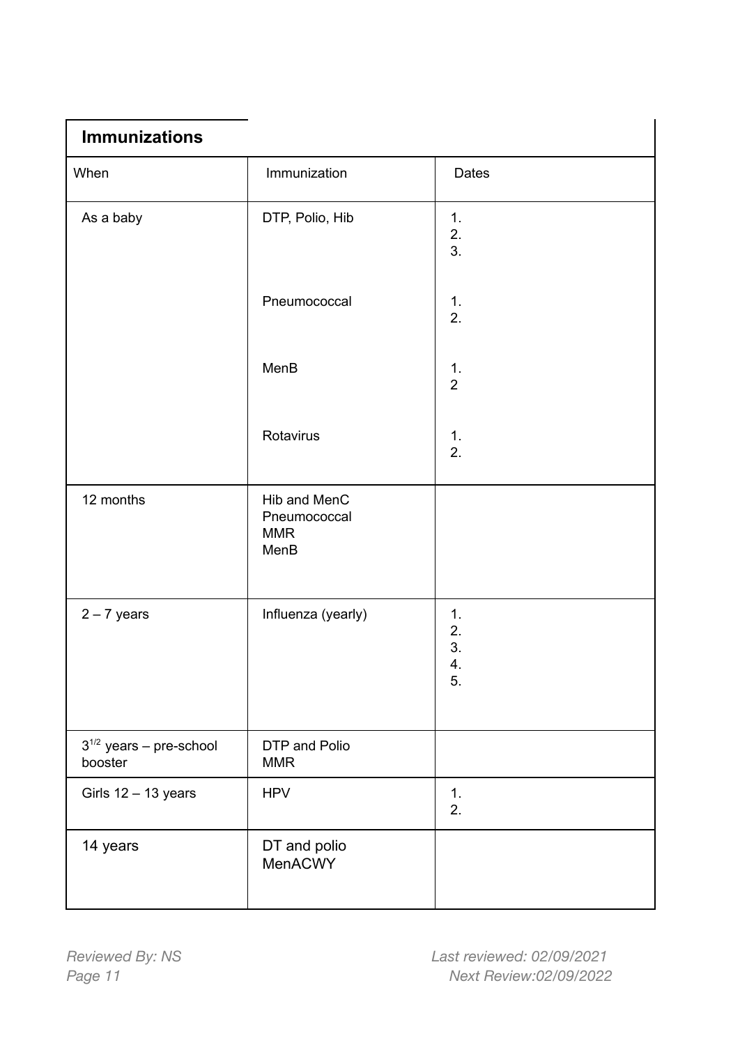## Immunizations

| When | Immunization | Dates |
|---|---|---|
| As a baby | DTP, Polio, Hib | 1.<br>2.<br>3. |
| | Pneumococcal | 1.<br>2. |
| | MenB | 1.<br>2 |
| | Rotavirus | 1.<br>2. |
| 12 months | Hib and MenC<br>Pneumococcal<br>MMR<br>MenB | |
| 2 – 7 years | Influenza (yearly) | 1.<br>2.<br>3.<br>4.<br>5. |
| $3^{1/2}$ years – pre-school booster | DTP and Polio<br>MMR | |
| Girls 12 – 13 years | HPV | 1.<br>2. |
| 14 years | DT and polio<br>MenACWY | |

*Reviewed By: NS* *Last reviewed: 02/09/2021*

*Next Review:02/09/2022*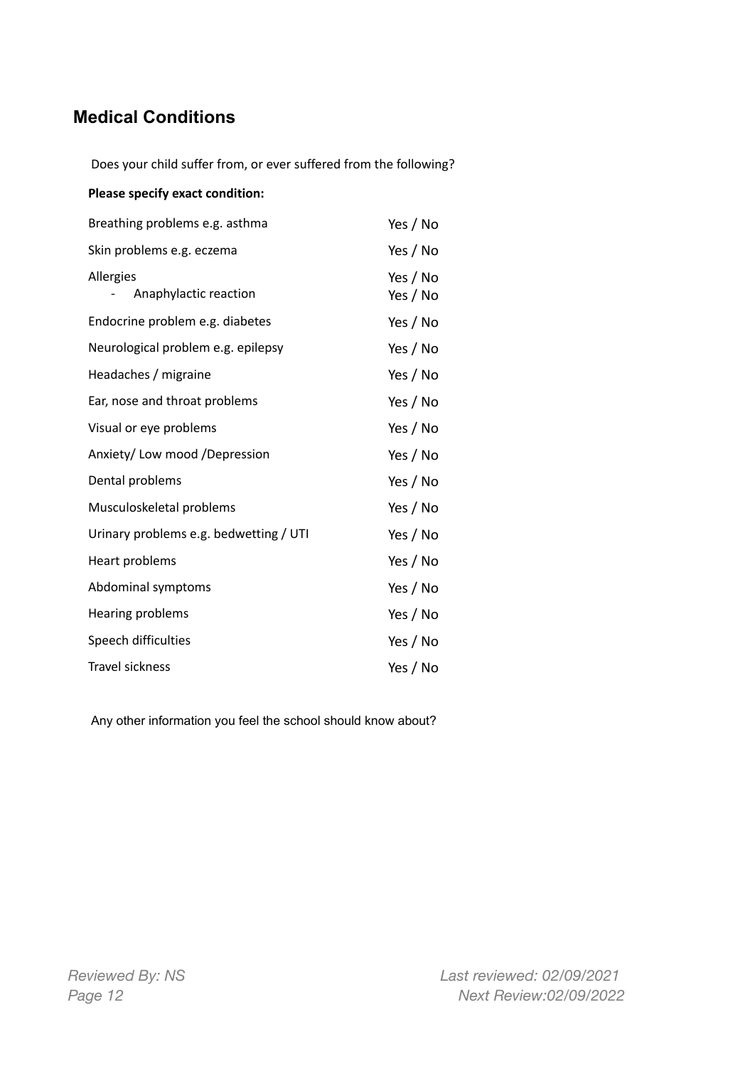## Medical Conditions

Does your child suffer from, or ever suffered from the following?

**Please specify exact condition:**

| | |
|---|---|
| Breathing problems e.g. asthma | Yes / No |
| Skin problems e.g. eczema | Yes / No |
| Allergies | Yes / No |
| - Anaphylactic reaction | Yes / No |
| Endocrine problem e.g. diabetes | Yes / No |
| Neurological problem e.g. epilepsy | Yes / No |
| Headaches / migraine | Yes / No |
| Ear, nose and throat problems | Yes / No |
| Visual or eye problems | Yes / No |
| Anxiety/ Low mood /Depression | Yes / No |
| Dental problems | Yes / No |
| Musculoskeletal problems | Yes / No |
| Urinary problems e.g. bedwetting / UTI | Yes / No |
| Heart problems | Yes / No |
| Abdominal symptoms | Yes / No |
| Hearing problems | Yes / No |
| Speech difficulties | Yes / No |
| Travel sickness | Yes / No |

Any other information you feel the school should know about?

*Reviewed By: NS* *Last reviewed: 02/09/2021*
*Next Review:02/09/2022*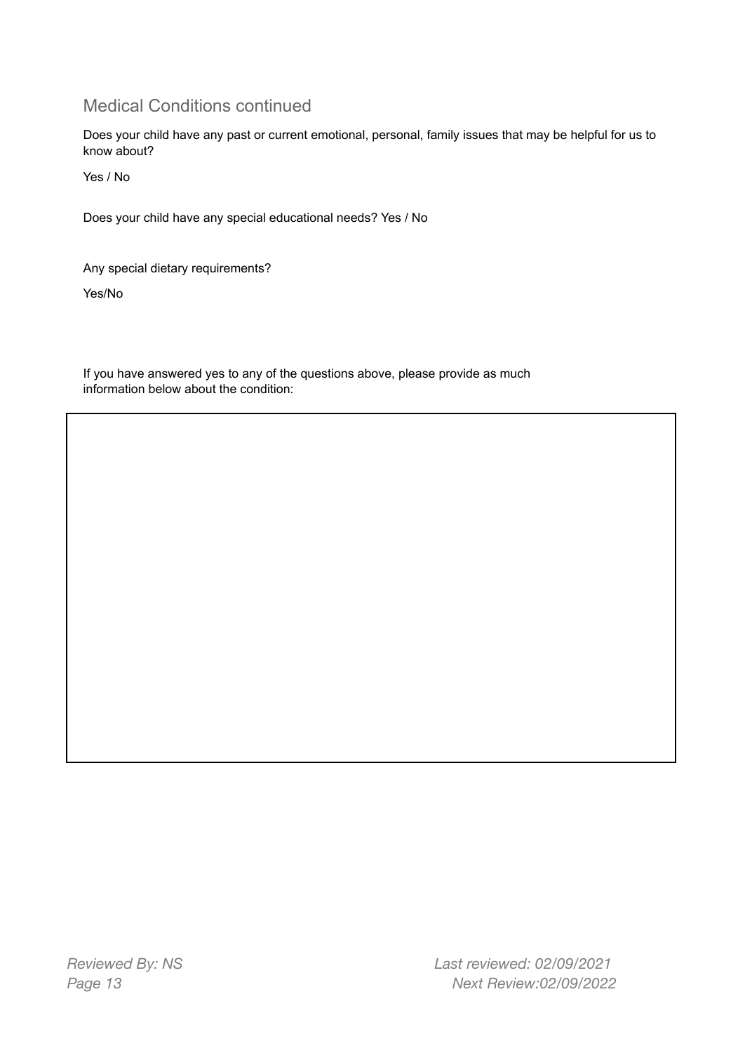## Medical Conditions continued

Does your child have any past or current emotional, personal, family issues that may be helpful for us to know about?

Yes / No

Does your child have any special educational needs? Yes / No

Any special dietary requirements?

Yes/No

If you have answered yes to any of the questions above, please provide as much information below about the condition:

|  |
| --- |
|  |

*Reviewed By: NS* *Last reviewed: 02/09/2021*

*Next Review:02/09/2022*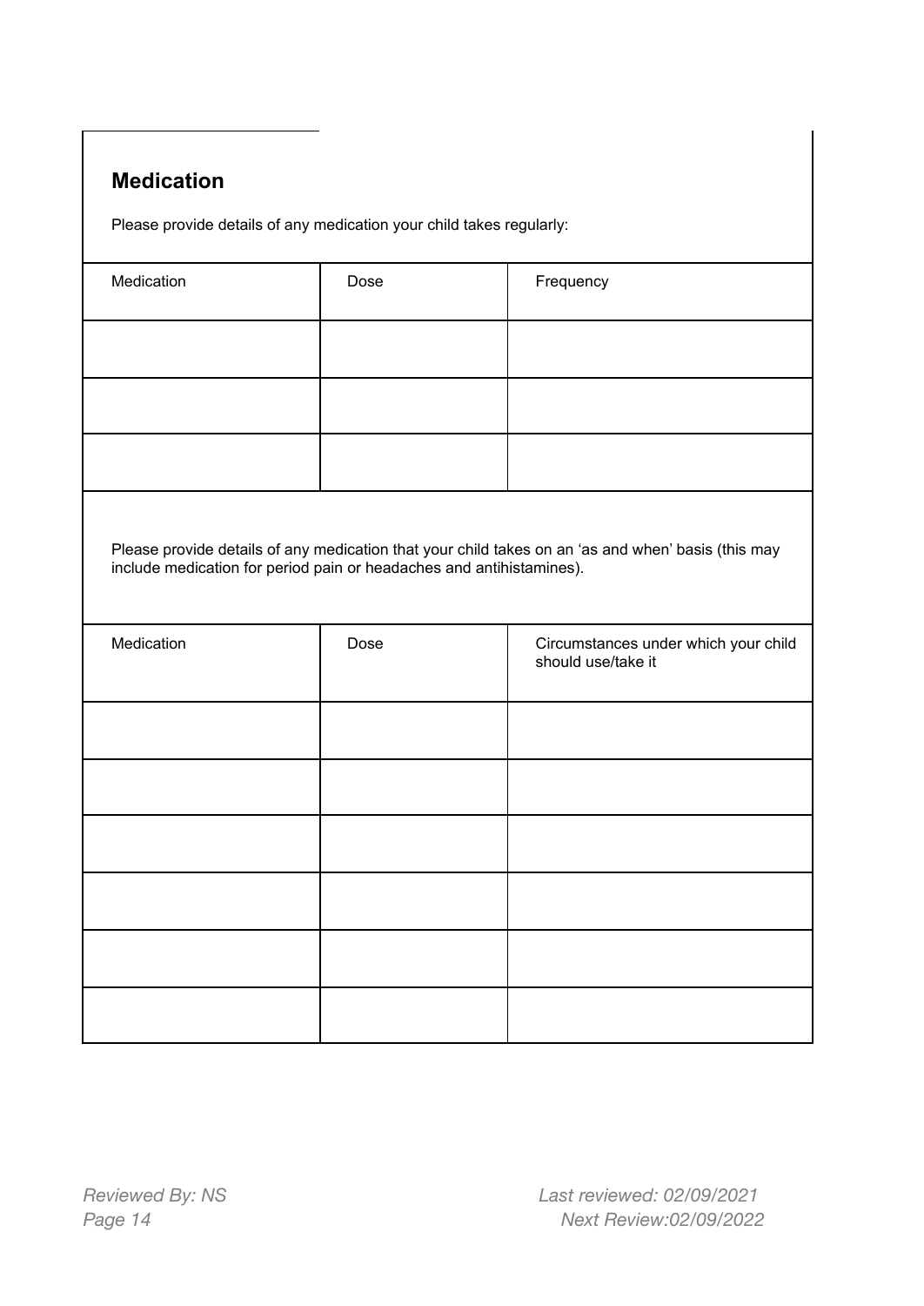## Medication

Please provide details of any medication your child takes regularly:

| Medication | Dose | Frequency |
|---|---|---|
| | | |
| | | |
| | | |

Please provide details of any medication that your child takes on an 'as and when' basis (this may include medication for period pain or headaches and antihistamines).

| Medication | Dose | Circumstances under which your child should use/take it |
|---|---|---|
| | | |
| | | |
| | | |
| | | |
| | | |
| | | |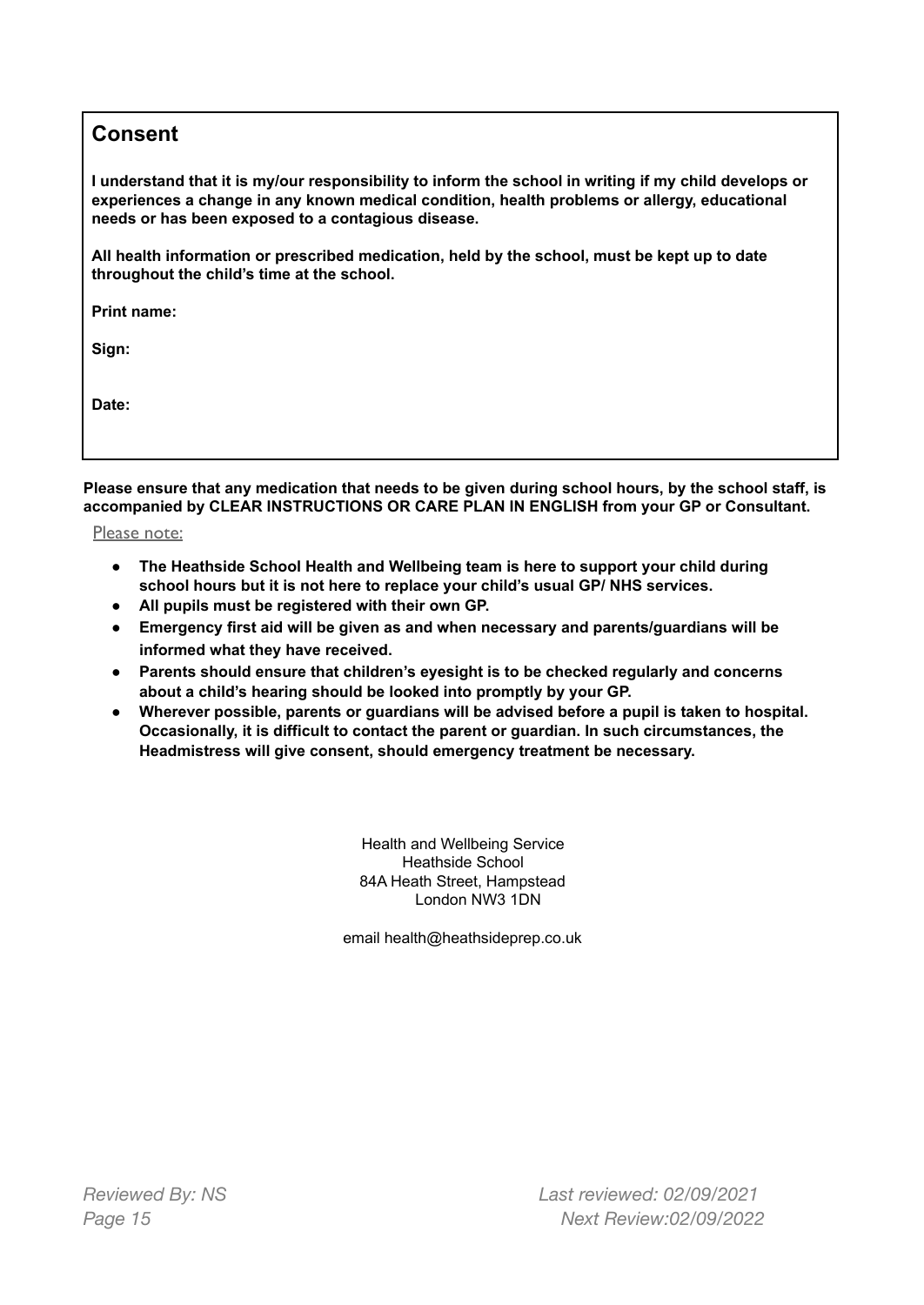## Consent

**I understand that it is my/our responsibility to inform the school in writing if my child develops or experiences a change in any known medical condition, health problems or allergy, educational needs or has been exposed to a contagious disease.**

**All health information or prescribed medication, held by the school, must be kept up to date throughout the child's time at the school.**

**Print name:**

**Sign:**

**Date:**

**Please ensure that any medication that needs to be given during school hours, by the school staff, is accompanied by CLEAR INSTRUCTIONS OR CARE PLAN IN ENGLISH from your GP or Consultant.**

Please note:

- **The Heathside School Health and Wellbeing team is here to support your child during school hours but it is not here to replace your child's usual GP/ NHS services.**
- **All pupils must be registered with their own GP.**
- **Emergency first aid will be given as and when necessary and parents/guardians will be informed what they have received.**
- **Parents should ensure that children's eyesight is to be checked regularly and concerns about a child's hearing should be looked into promptly by your GP.**
- **Wherever possible, parents or guardians will be advised before a pupil is taken to hospital. Occasionally, it is difficult to contact the parent or guardian. In such circumstances, the Headmistress will give consent, should emergency treatment be necessary.**

Health and Wellbeing Service
Heathside School
84A Heath Street, Hampstead
London NW3 1DN

email health@heathsideprep.co.uk

*Reviewed By: NS* *Last reviewed: 02/09/2021*
*Next Review:02/09/2022*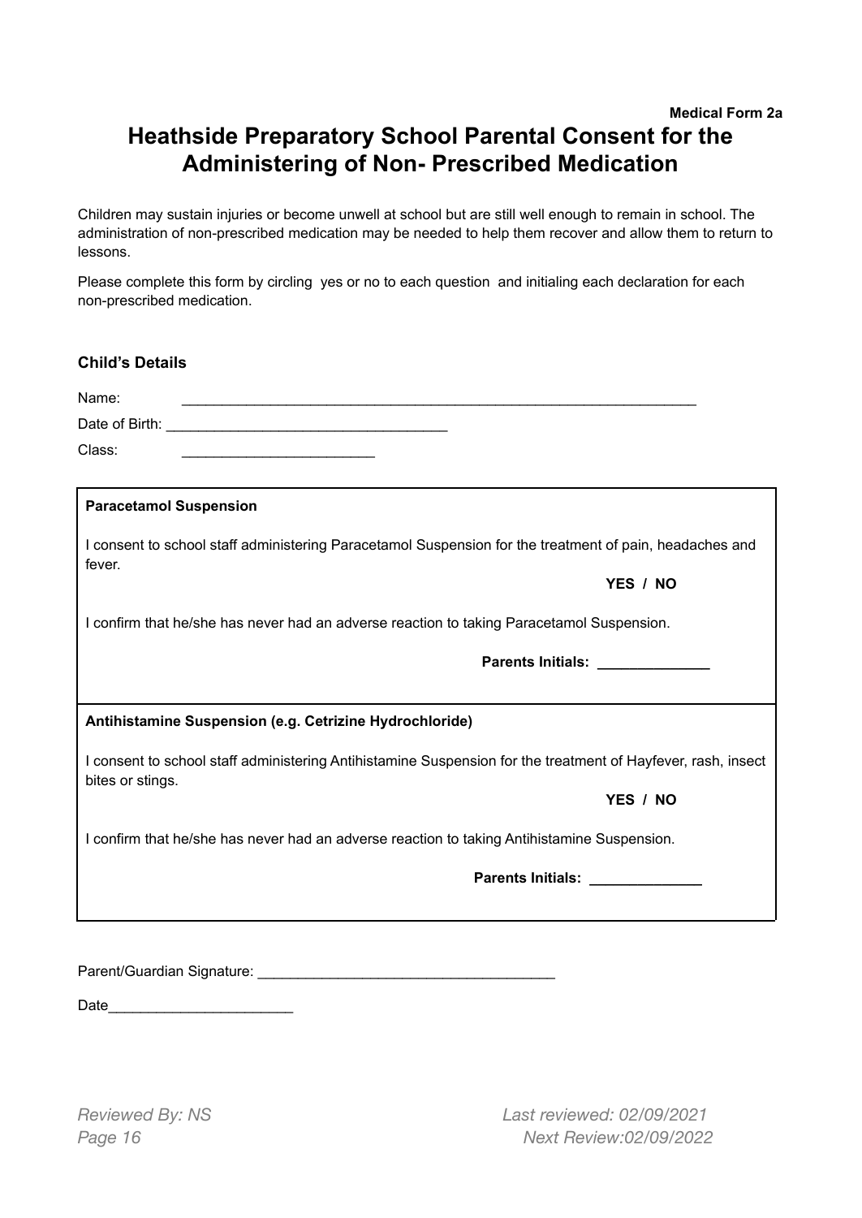**Medical Form 2a**

# Heathside Preparatory School Parental Consent for the Administering of Non- Prescribed Medication

Children may sustain injuries or become unwell at school but are still well enough to remain in school. The administration of non-prescribed medication may be needed to help them recover and allow them to return to lessons.

Please complete this form by circling yes or no to each question and initialing each declaration for each non-prescribed medication.

**Child's Details**

Name: ____________________________________________________________________

Date of Birth: ___________________________________

Class: ________________________

---

**Paracetamol Suspension**

I consent to school staff administering Paracetamol Suspension for the treatment of pain, headaches and fever.

**YES / NO**

I confirm that he/she has never had an adverse reaction to taking Paracetamol Suspension.

**Parents Initials: ______________**

---

**Antihistamine Suspension (e.g. Cetrizine Hydrochloride)**

I consent to school staff administering Antihistamine Suspension for the treatment of Hayfever, rash, insect bites or stings.

**YES / NO**

I confirm that he/she has never had an adverse reaction to taking Antihistamine Suspension.

**Parents Initials: ______________**

---

Parent/Guardian Signature: _____________________________________

Date______________________

*Reviewed By: NS* *Last reviewed: 02/09/2021*

*Next Review:02/09/2022*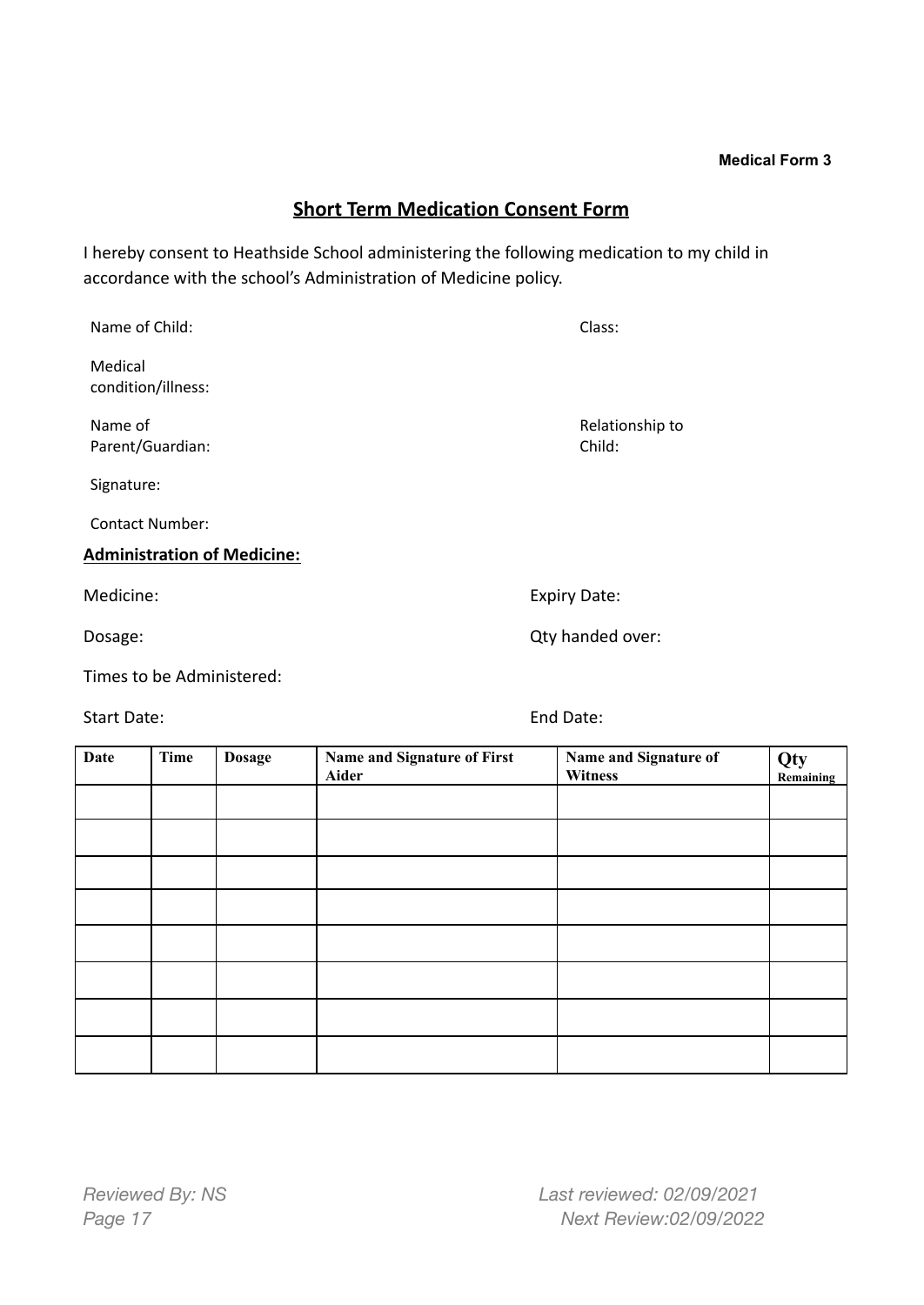**Medical Form 3**

## Short Term Medication Consent Form

I hereby consent to Heathside School administering the following medication to my child in accordance with the school's Administration of Medicine policy.

Name of Child: Class:

Medical condition/illness:

Name of Parent/Guardian: Relationship to Child:

Signature:

Contact Number:

**Administration of Medicine:**

Medicine: Expiry Date:

Dosage: Qty handed over:

Times to be Administered:

Start Date: End Date:

| Date | Time | Dosage | Name and Signature of First Aider | Name and Signature of Witness | Qty Remaining |
|---|---|---|---|---|---|
| | | | | | |
| | | | | | |
| | | | | | |
| | | | | | |
| | | | | | |
| | | | | | |
| | | | | | |
| | | | | | |

*Reviewed By: NS*

*Last reviewed: 02/09/2021*

*Next Review:02/09/2022*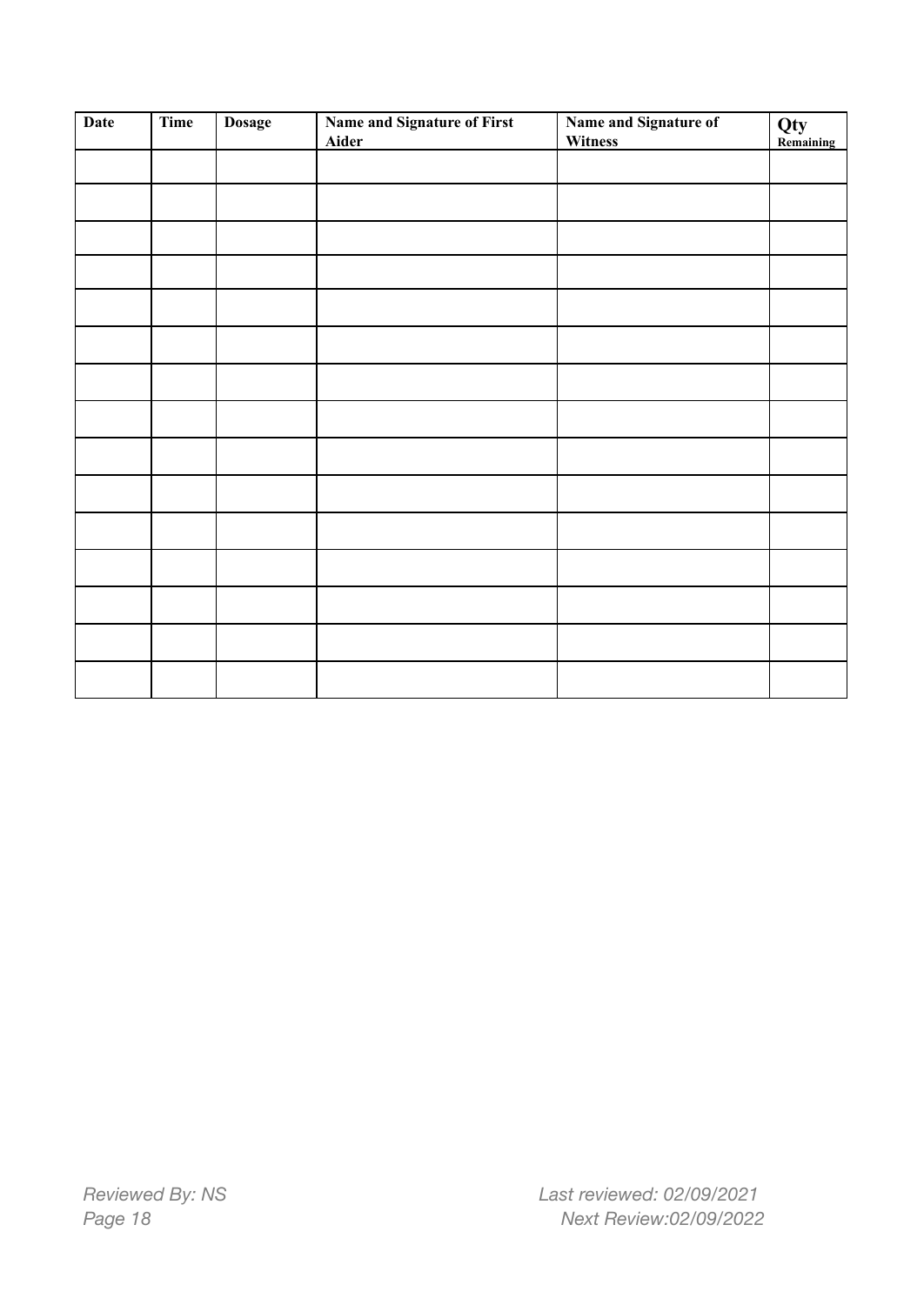| Date | Time | Dosage | Name and Signature of First Aider | Name and Signature of Witness | Qty Remaining |
|---|---|---|---|---|---|
| | | | | | |
| | | | | | |
| | | | | | |
| | | | | | |
| | | | | | |
| | | | | | |
| | | | | | |
| | | | | | |
| | | | | | |
| | | | | | |
| | | | | | |
| | | | | | |
| | | | | | |
| | | | | | |
| | | | | | |

*Reviewed By: NS*

*Last reviewed: 02/09/2021*
*Next Review:02/09/2022*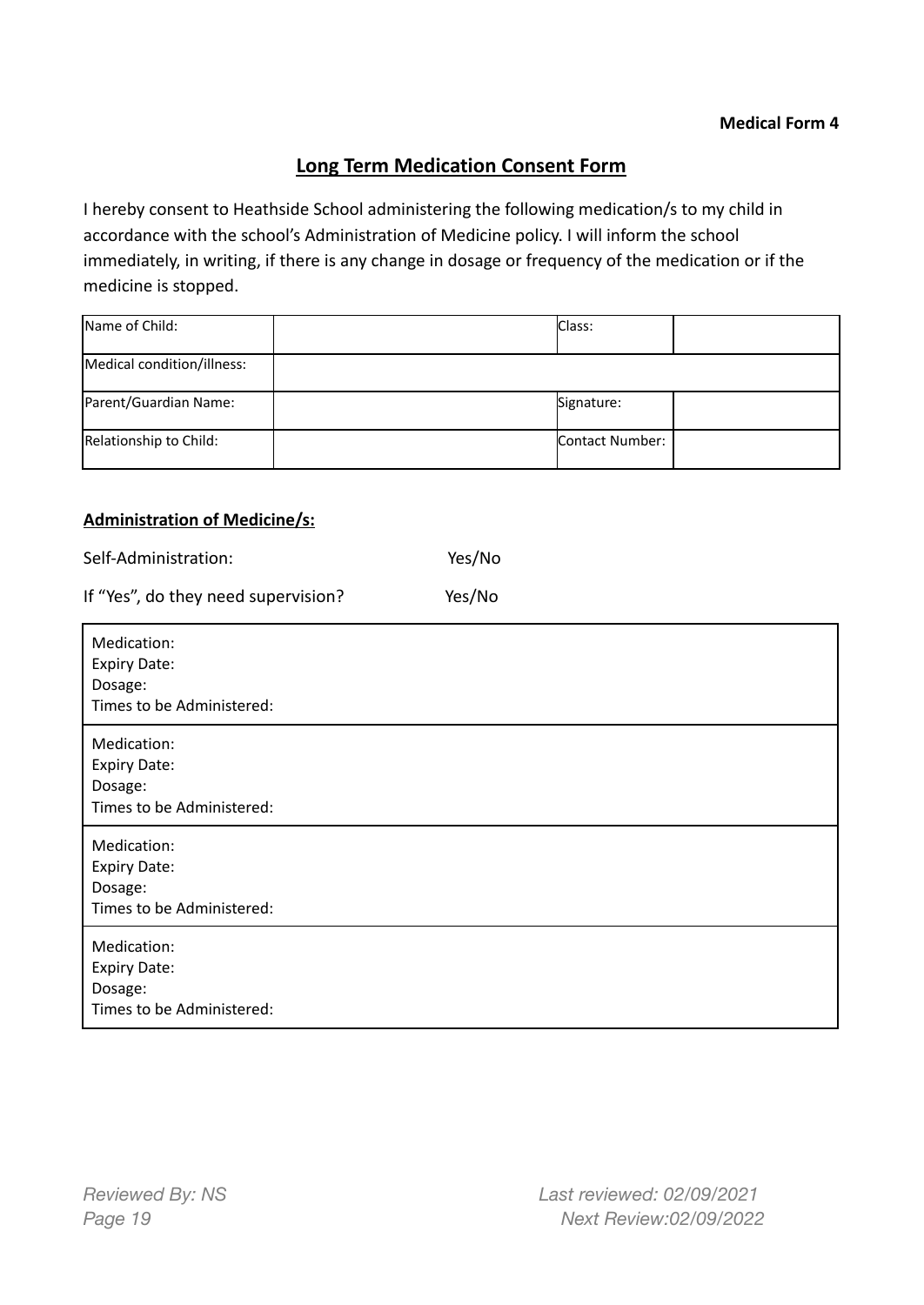**Medical Form 4**

## Long Term Medication Consent Form

I hereby consent to Heathside School administering the following medication/s to my child in accordance with the school's Administration of Medicine policy. I will inform the school immediately, in writing, if there is any change in dosage or frequency of the medication or if the medicine is stopped.

| | | | |
|---|---|---|---|
| Name of Child: | | Class: | |
| Medical condition/illness: | | | |
| Parent/Guardian Name: | | Signature: | |
| Relationship to Child: | | Contact Number: | |

### Administration of Medicine/s:

Self-Administration: Yes/No

If "Yes", do they need supervision? Yes/No

| |
|---|
| Medication:<br>Expiry Date:<br>Dosage:<br>Times to be Administered: |
| Medication:<br>Expiry Date:<br>Dosage:<br>Times to be Administered: |
| Medication:<br>Expiry Date:<br>Dosage:<br>Times to be Administered: |
| Medication:<br>Expiry Date:<br>Dosage:<br>Times to be Administered: |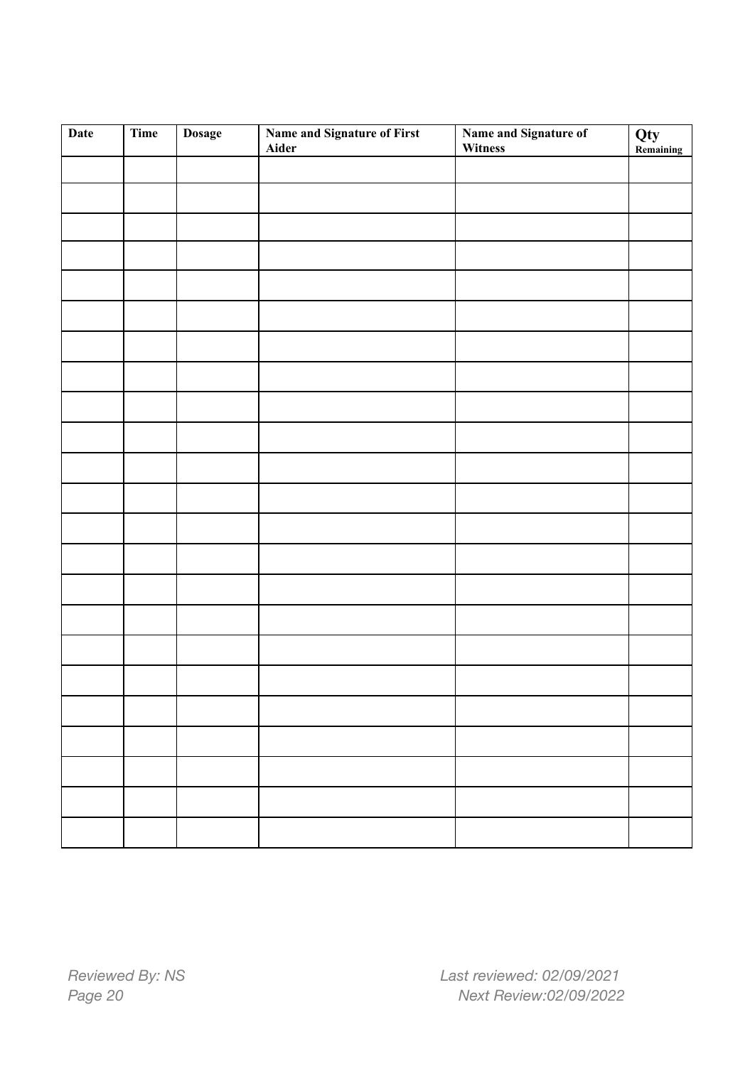| Date | Time | Dosage | Name and Signature of First Aider | Name and Signature of Witness | Qty Remaining |
|---|---|---|---|---|---|
| | | | | | |
| | | | | | |
| | | | | | |
| | | | | | |
| | | | | | |
| | | | | | |
| | | | | | |
| | | | | | |
| | | | | | |
| | | | | | |
| | | | | | |
| | | | | | |
| | | | | | |
| | | | | | |
| | | | | | |
| | | | | | |
| | | | | | |
| | | | | | |
| | | | | | |
| | | | | | |
| | | | | | |
| | | | | | |
| | | | | | |

*Reviewed By: NS*

*Last reviewed: 02/09/2021*

*Next Review:02/09/2022*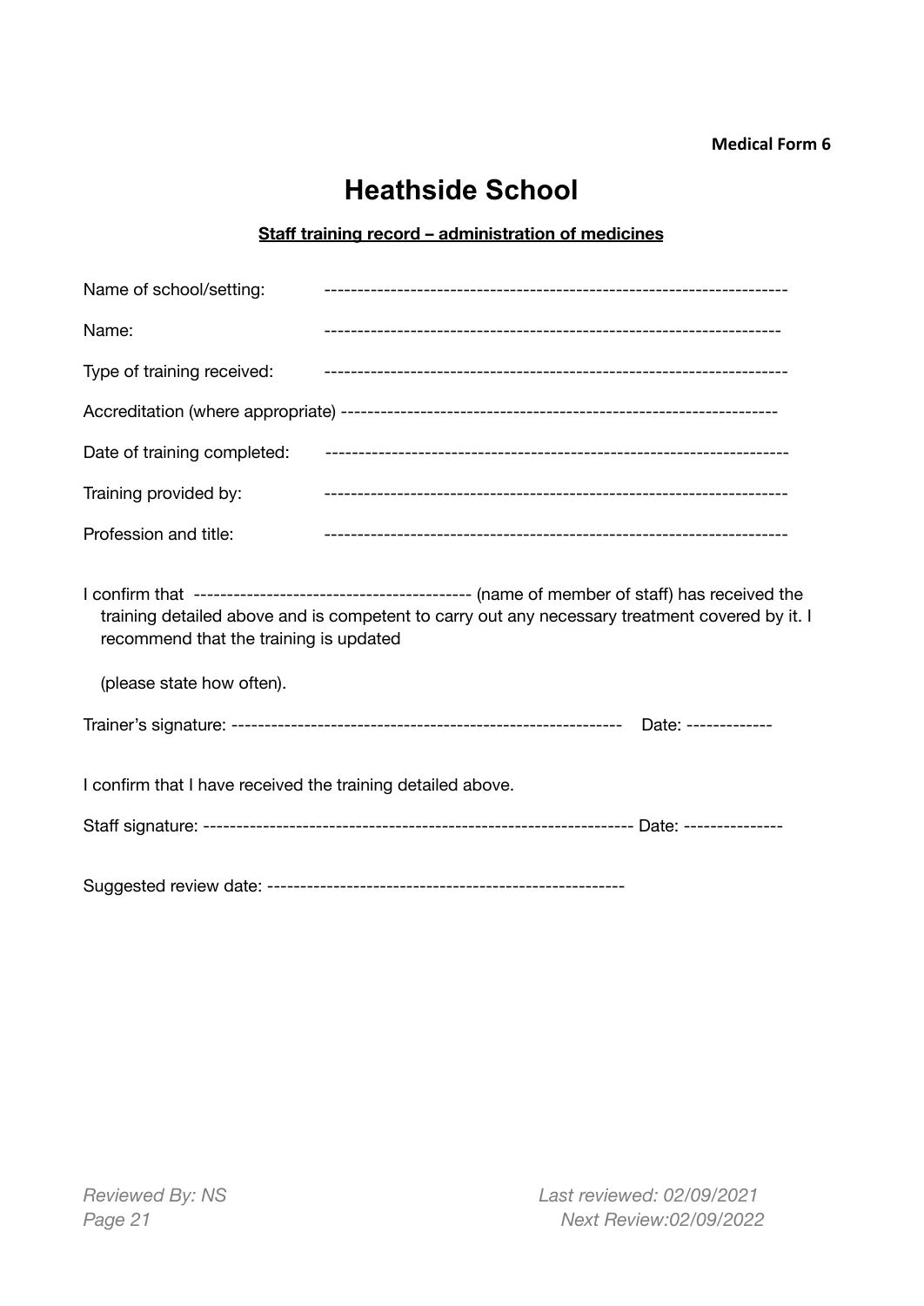**Medical Form 6**

# Heathside School

**<u>Staff training record – administration of medicines</u>**

Name of school/setting: ---------------------------------------------------------------------

Name: --------------------------------------------------------------------

Type of training received: ---------------------------------------------------------------------

Accreditation (where appropriate) -----------------------------------------------------------------

Date of training completed: ---------------------------------------------------------------------

Training provided by: ---------------------------------------------------------------------

Profession and title: ---------------------------------------------------------------------

I confirm that ----------------------------------------- (name of member of staff) has received the training detailed above and is competent to carry out any necessary treatment covered by it. I recommend that the training is updated

(please state how often).

Trainer's signature: ---------------------------------------------------------- Date: -------------

I confirm that I have received the training detailed above.

Staff signature: ----------------------------------------------------------------- Date: ---------------

Suggested review date: -----------------------------------------------------

*Reviewed By: NS* *Last reviewed: 02/09/2021*
*Next Review:02/09/2022*